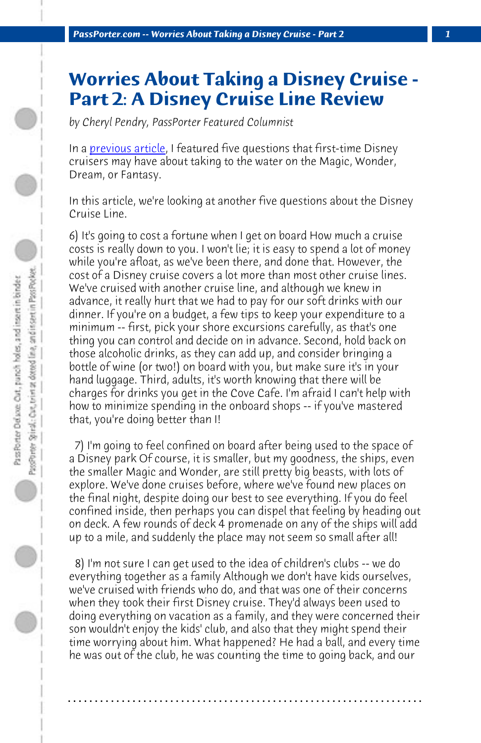# Worries About Taking a Disney Cruise - Part 2: A Disney Cruise Line Review

*by Cheryl Pendry, PassPorter Featured Columnist*

In a previous article, I featured five questions that first-time Disney cruisers may have about taking to the water on the Magic, Wonder, Dream, or Fantasy.

In this article, we're looking at another five questions about the Disney Cruise Line.

6) It's going to cost a fortune when I get on board How much a cruise costs is really down to you. I won't lie; it is easy to spend a lot of money while you're afloat, as we've been there, and done that. However, the cost of a Disney cruise covers a lot more than most other cruise lines. We've cruised with another cruise line, and although we knew in advance, it really hurt that we had to pay for our soft drinks with our dinner. If you're on a budget, a few tips to keep your expenditure to a minimum -- first, pick your shore excursions carefully, as that's one thing you can control and decide on in advance. Second, hold back on those alcoholic drinks, as they can add up, and consider bringing a bottle of wine (or two!) on board with you, but make sure it's in your hand luggage. Third, adults, it's worth knowing that there will be charges for drinks you get in the Cove Cafe. I'm afraid I can't help with how to minimize spending in the onboard shops -- if you've mastered that, you're doing better than I!

7) I'm going to feel confined on board after being used to the space of a Disney park Of course, it is smaller, but my goodness, the ships, even the smaller Magic and Wonder, are still pretty big beasts, with lots of explore. We've done cruises before, where we've found new places on the final night, despite doing our best to see everything. If you do feel confined inside, then perhaps you can dispel that feeling by heading out on deck. A few rounds of deck 4 promenade on any of the ships will add up to a mile, and suddenly the place may not seem so small after all!

8) I'm not sure I can get used to the idea of children's clubs -- we do everything together as a family Although we don't have kids ourselves, we've cruised with friends who do, and that was one of their concerns when they took their first Disney cruise. They'd always been used to doing everything on vacation as a family, and they were concerned their son wouldn't enjoy the kids' club, and also that they might spend their time worrying about him. What happened? He had a ball, and every time he was out of the club, he was counting the time to going back, and our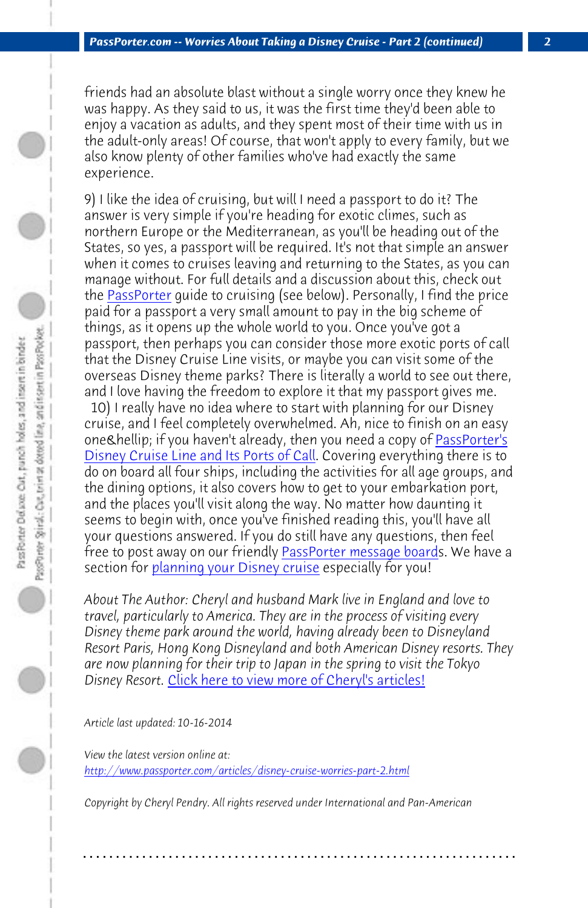friends had an absolute blast without a single worry once they knew he was happy. As they said to us, it was the first time they'd been able to enjoy a vacation as adults, and they spent most of their time with us in the adult-only areas! Of course, that won't apply to every family, but we also know plenty of other families who've had exactly the same experience.

9) I like the idea of cruising, but will I need a passport to do it? The answer is very simple if you're heading for exotic climes, such as northern Europe or the Mediterranean, as you'll be heading out of the States, so yes, a passport will be required. It's not that simple an answer when it comes to cruises leaving and returning to the States, as you can manage without. For full details and a discussion about this, check out the PassPorter guide to cruising (see below). Personally, I find the price paid for a passport a very small amount to pay in the big scheme of things, as it opens up the whole world to you. Once you've got a passport, then perhaps you can consider those more exotic ports of call that the Disney Cruise Line visits, or maybe you can visit some of the overseas Disney theme parks? There is literally a world to see out there, and I love having the freedom to explore it that my passport gives me.
10) I really have no idea where to start with planning for our Disney cruise, and I feel completely overwhelmed. Ah, nice to finish on an easy one&hellip; if you haven't already, then you need a copy of PassPorter's Disney Cruise Line and Its Ports of Call. Covering everything there is to do on board all four ships, including the activities for all age groups, and the dining options, it also covers how to get to your embarkation port, and the places you'll visit along the way. No matter how daunting it seems to begin with, once you've finished reading this, you'll have all your questions answered. If you do still have any questions, then feel free to post away on our friendly PassPorter message boards. We have a section for planning your Disney cruise especially for you!

*About The Author: Cheryl and husband Mark live in England and love to travel, particularly to America. They are in the process of visiting every Disney theme park around the world, having already been to Disneyland Resort Paris, Hong Kong Disneyland and both American Disney resorts. They are now planning for their trip to Japan in the spring to visit the Tokyo Disney Resort.* Click here to view more of Cheryl's articles!

*Article last updated: 10-16-2014*

*View the latest version online at:*
http://www.passporter.com/articles/disney-cruise-worries-part-2.html

*Copyright by Cheryl Pendry. All rights reserved under International and Pan-American*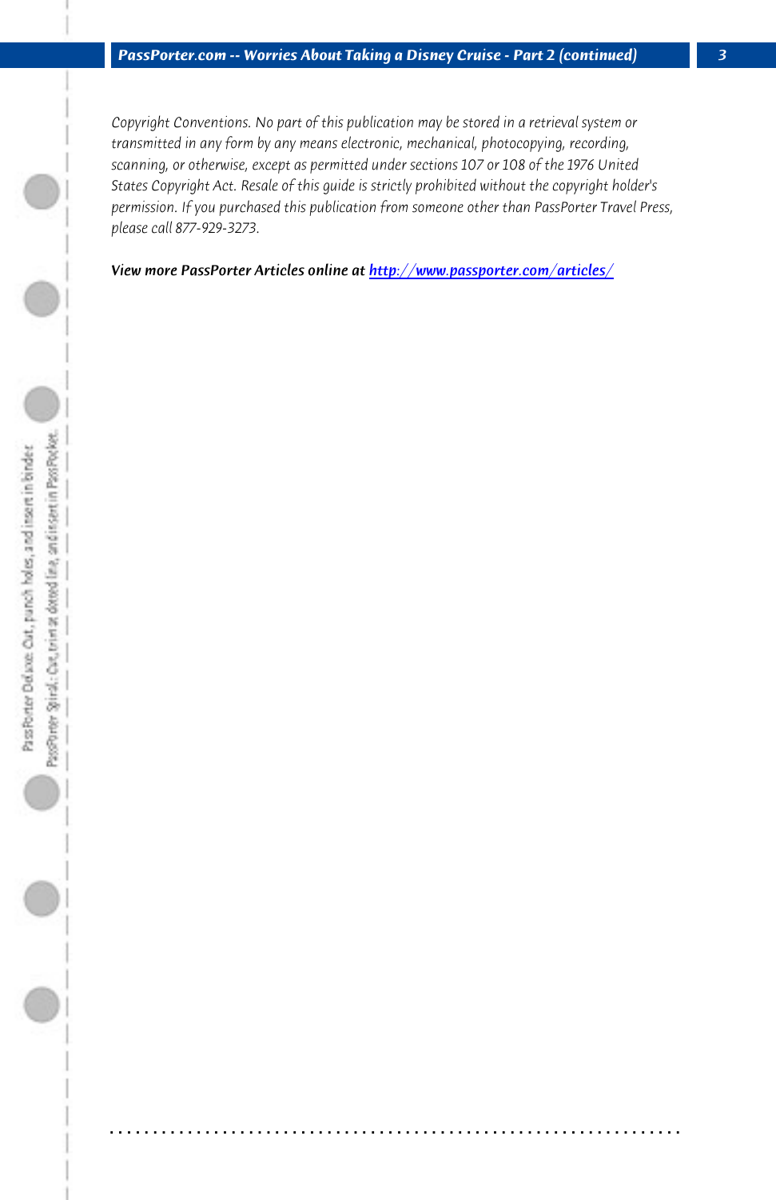*Copyright Conventions. No part of this publication may be stored in a retrieval system or transmitted in any form by any means electronic, mechanical, photocopying, recording, scanning, or otherwise, except as permitted under sections 107 or 108 of the 1976 United States Copyright Act. Resale of this guide is strictly prohibited without the copyright holder's permission. If you purchased this publication from someone other than PassPorter Travel Press, please call 877-929-3273.*

***View more PassPorter Articles online at [http://www.passporter.com/articles/](http://www.passporter.com/articles/)***